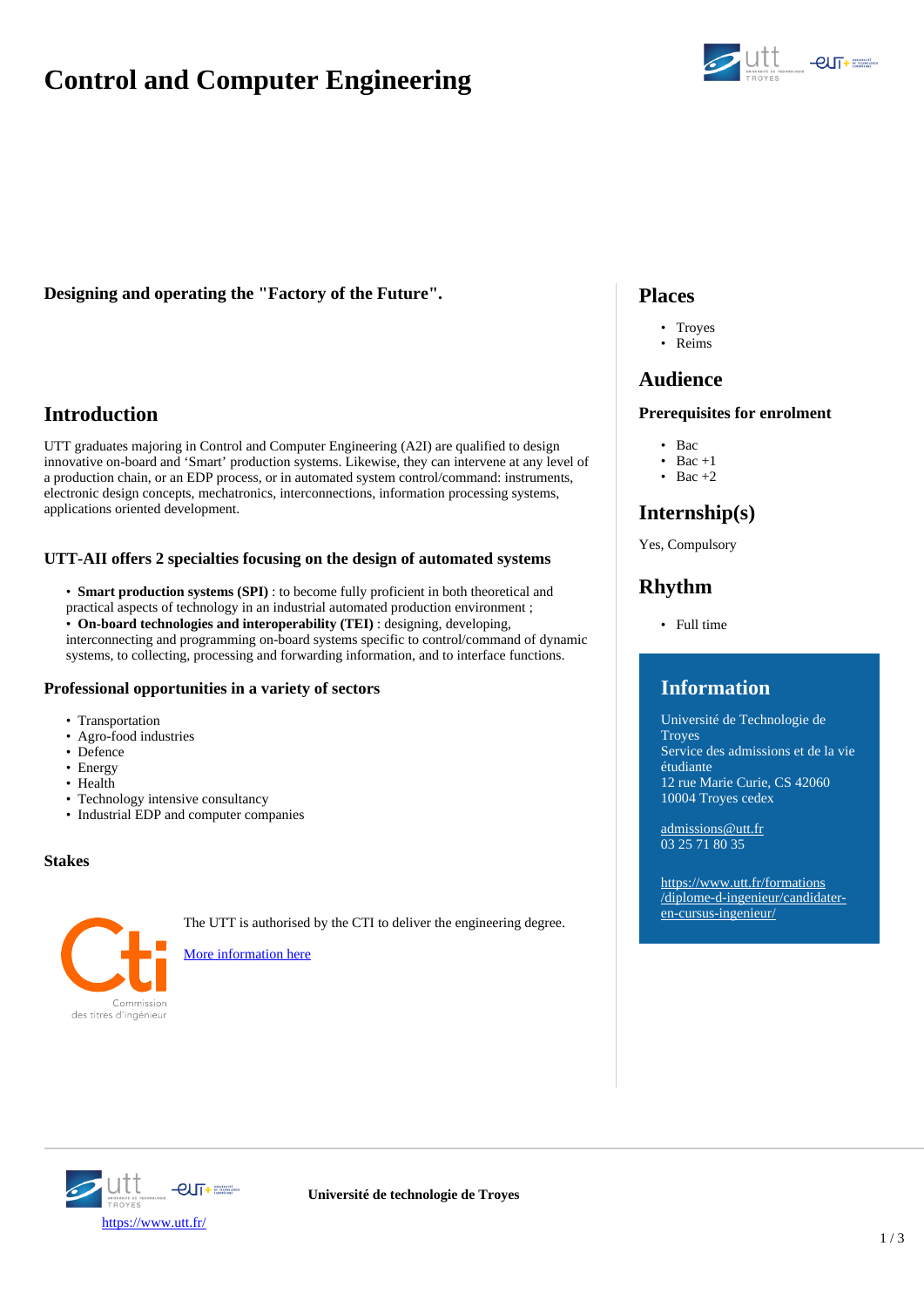# Control and Computer Engineering

**Designing and operating the "Factory of the Future".**

## Introduction

UTT graduates majoring in Control and Computer Engineering (A2I) are qualified to design innovative on-board and 'Smart' production systems. Likewise, they can intervene at any level of a production chain, or an EDP process, or in automated system control/command: instruments, electronic design concepts, mechatronics, interconnections, information processing systems, applications oriented development.

### UTT-AII offers 2 specialties focusing on the design of automated systems

- **Smart production systems (SPI)** : to become fully proficient in both theoretical and practical aspects of technology in an industrial automated production environment ;
- **On-board technologies and interoperability (TEI)** : designing, developing, interconnecting and programming on-board systems specific to control/command of dynamic systems, to collecting, processing and forwarding information, and to interface functions.

### Professional opportunities in a variety of sectors

- Transportation
- Agro-food industries
- Defence
- Energy
- Health
- Technology intensive consultancy
- Industrial EDP and computer companies

### Stakes

Cti
Commission des titres d'ingénieur

The UTT is authorised by the CTI to deliver the engineering degree.

More information here

## Places

- Troyes
- Reims

## Audience

### Prerequisites for enrolment

- Bac
- Bac +1
- Bac +2

## Internship(s)

Yes, Compulsory

## Rhythm

- Full time

## Information

Université de Technologie de Troyes
Service des admissions et de la vie étudiante
12 rue Marie Curie, CS 42060
10004 Troyes cedex

admissions@utt.fr
03 25 71 80 35

https://www.utt.fr/formations/diplome-d-ingenieur/candidater-en-cursus-ingenieur/

Université de technologie de Troyes

https://www.utt.fr/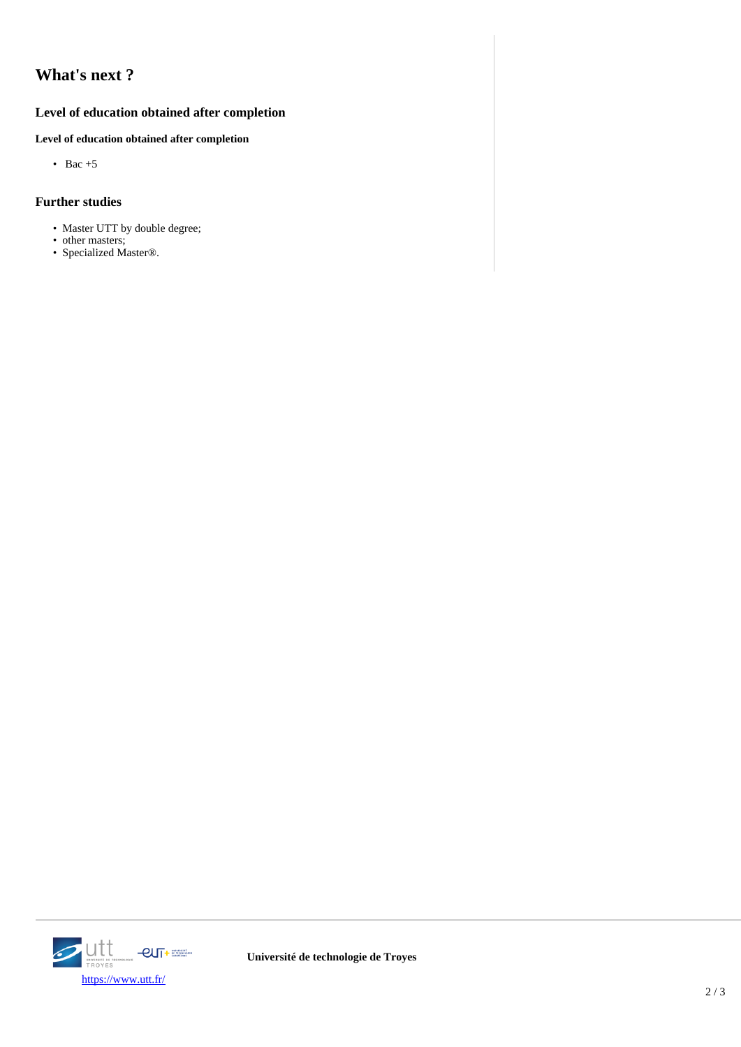# What's next ?

## Level of education obtained after completion

### Level of education obtained after completion

- Bac +5

## Further studies

- Master UTT by double degree;
- other masters;
- Specialized Master®.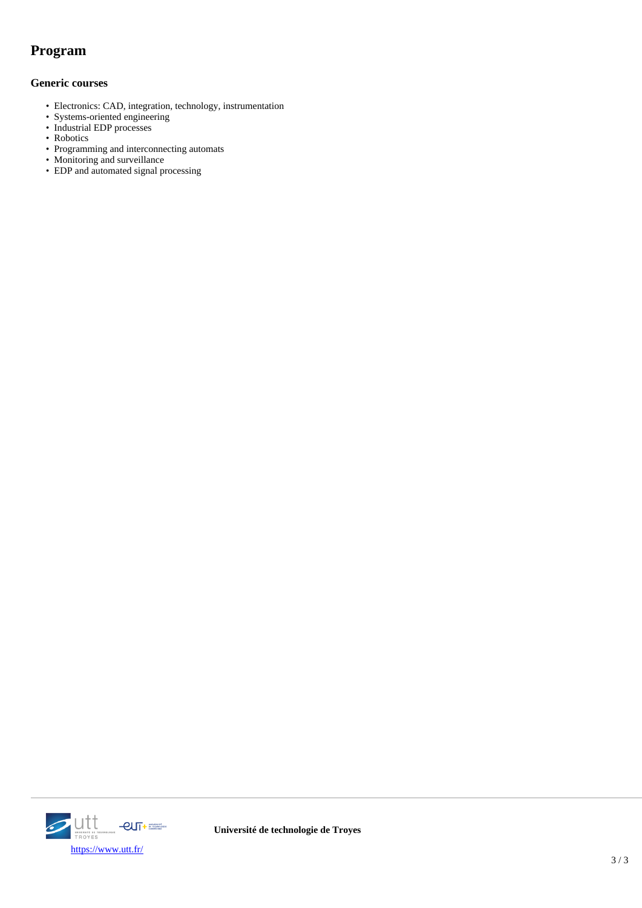## Program

### Generic courses

- Electronics: CAD, integration, technology, instrumentation
- Systems-oriented engineering
- Industrial EDP processes
- Robotics
- Programming and interconnecting automats
- Monitoring and surveillance
- EDP and automated signal processing